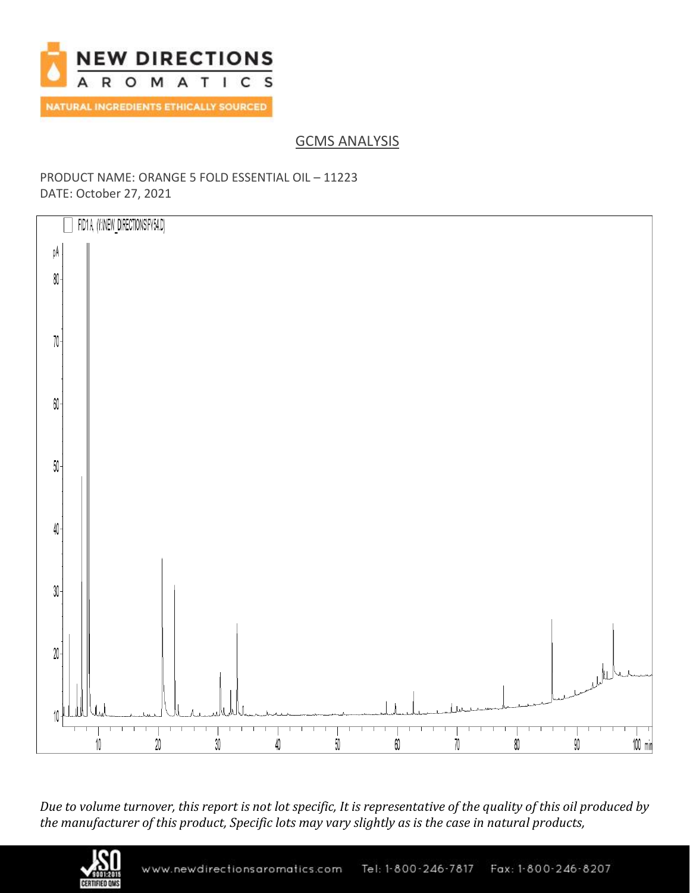## GCMS ANALYSIS

PRODUCT NAME: ORANGE 5 FOLD ESSENTIAL OIL – 11223
DATE: October 27, 2021

*Due to volume turnover, this report is not lot specific, It is representative of the quality of this oil produced by the manufacturer of this product, Specific lots may vary slightly as is the case in natural products,*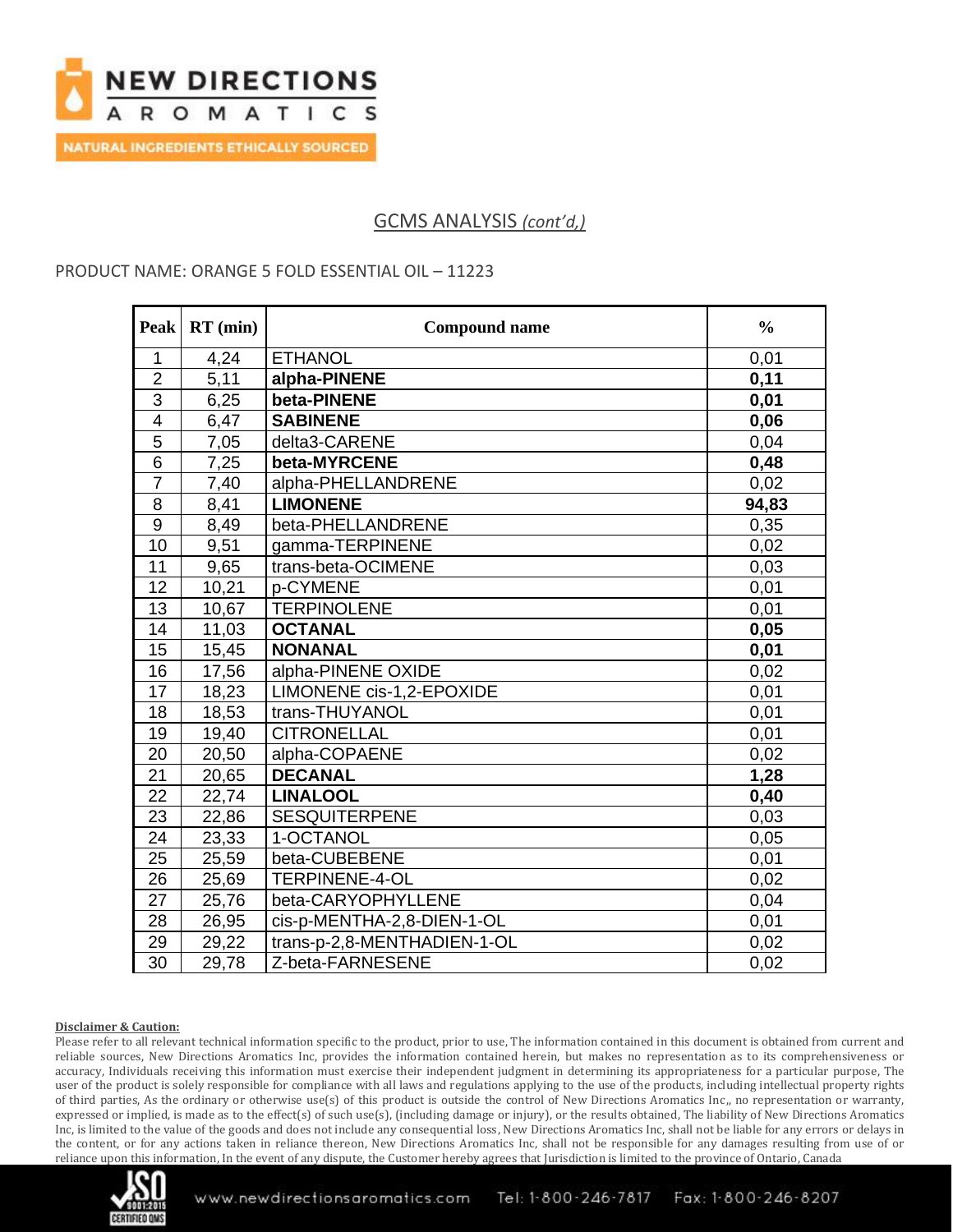## GCMS ANALYSIS *(cont'd,)*

PRODUCT NAME: ORANGE 5 FOLD ESSENTIAL OIL – 11223

| Peak | RT (min) | Compound name | % |
|---|---|---|---|
| 1 | 4,24 | ETHANOL | 0,01 |
| 2 | 5,11 | **alpha-PINENE** | **0,11** |
| 3 | 6,25 | **beta-PINENE** | **0,01** |
| 4 | 6,47 | **SABINENE** | **0,06** |
| 5 | 7,05 | delta3-CARENE | 0,04 |
| 6 | 7,25 | **beta-MYRCENE** | **0,48** |
| 7 | 7,40 | alpha-PHELLANDRENE | 0,02 |
| 8 | 8,41 | **LIMONENE** | **94,83** |
| 9 | 8,49 | beta-PHELLANDRENE | 0,35 |
| 10 | 9,51 | gamma-TERPINENE | 0,02 |
| 11 | 9,65 | trans-beta-OCIMENE | 0,03 |
| 12 | 10,21 | p-CYMENE | 0,01 |
| 13 | 10,67 | TERPINOLENE | 0,01 |
| 14 | 11,03 | **OCTANAL** | **0,05** |
| 15 | 15,45 | **NONANAL** | **0,01** |
| 16 | 17,56 | alpha-PINENE OXIDE | 0,02 |
| 17 | 18,23 | LIMONENE cis-1,2-EPOXIDE | 0,01 |
| 18 | 18,53 | trans-THUYANOL | 0,01 |
| 19 | 19,40 | CITRONELLAL | 0,01 |
| 20 | 20,50 | alpha-COPAENE | 0,02 |
| 21 | 20,65 | **DECANAL** | **1,28** |
| 22 | 22,74 | **LINALOOL** | **0,40** |
| 23 | 22,86 | SESQUITERPENE | 0,03 |
| 24 | 23,33 | 1-OCTANOL | 0,05 |
| 25 | 25,59 | beta-CUBEBENE | 0,01 |
| 26 | 25,69 | TERPINENE-4-OL | 0,02 |
| 27 | 25,76 | beta-CARYOPHYLLENE | 0,04 |
| 28 | 26,95 | cis-p-MENTHA-2,8-DIEN-1-OL | 0,01 |
| 29 | 29,22 | trans-p-2,8-MENTHADIEN-1-OL | 0,02 |
| 30 | 29,78 | Z-beta-FARNESENE | 0,02 |

**Disclaimer & Caution:**

Please refer to all relevant technical information specific to the product, prior to use, The information contained in this document is obtained from current and reliable sources, New Directions Aromatics Inc, provides the information contained herein, but makes no representation as to its comprehensiveness or accuracy, Individuals receiving this information must exercise their independent judgment in determining its appropriateness for a particular purpose, The user of the product is solely responsible for compliance with all laws and regulations applying to the use of the products, including intellectual property rights of third parties, As the ordinary or otherwise use(s) of this product is outside the control of New Directions Aromatics Inc,, no representation or warranty, expressed or implied, is made as to the effect(s) of such use(s), (including damage or injury), or the results obtained, The liability of New Directions Aromatics Inc, is limited to the value of the goods and does not include any consequential loss, New Directions Aromatics Inc, shall not be liable for any errors or delays in the content, or for any actions taken in reliance thereon, New Directions Aromatics Inc, shall not be responsible for any damages resulting from use of or reliance upon this information, In the event of any dispute, the Customer hereby agrees that Jurisdiction is limited to the province of Ontario, Canada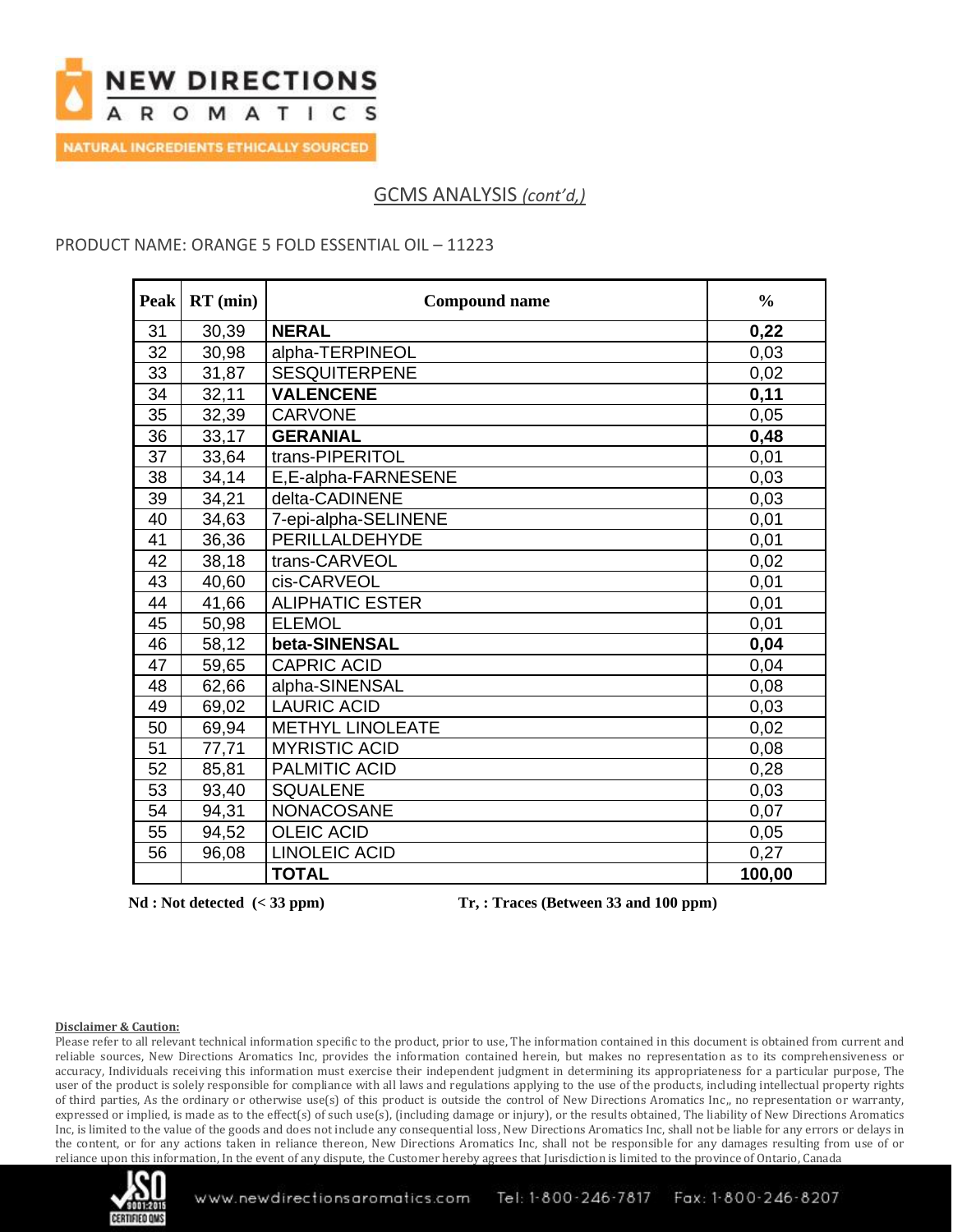## GCMS ANALYSIS *(cont'd,)*

PRODUCT NAME: ORANGE 5 FOLD ESSENTIAL OIL – 11223

| Peak | RT (min) | Compound name | % |
|---|---|---|---|
| 31 | 30,39 | **NERAL** | **0,22** |
| 32 | 30,98 | alpha-TERPINEOL | 0,03 |
| 33 | 31,87 | SESQUITERPENE | 0,02 |
| 34 | 32,11 | **VALENCENE** | **0,11** |
| 35 | 32,39 | CARVONE | 0,05 |
| 36 | 33,17 | **GERANIAL** | **0,48** |
| 37 | 33,64 | trans-PIPERITOL | 0,01 |
| 38 | 34,14 | E,E-alpha-FARNESENE | 0,03 |
| 39 | 34,21 | delta-CADINENE | 0,03 |
| 40 | 34,63 | 7-epi-alpha-SELINENE | 0,01 |
| 41 | 36,36 | PERILLALDEHYDE | 0,01 |
| 42 | 38,18 | trans-CARVEOL | 0,02 |
| 43 | 40,60 | cis-CARVEOL | 0,01 |
| 44 | 41,66 | ALIPHATIC ESTER | 0,01 |
| 45 | 50,98 | ELEMOL | 0,01 |
| 46 | 58,12 | **beta-SINENSAL** | **0,04** |
| 47 | 59,65 | CAPRIC ACID | 0,04 |
| 48 | 62,66 | alpha-SINENSAL | 0,08 |
| 49 | 69,02 | LAURIC ACID | 0,03 |
| 50 | 69,94 | METHYL LINOLEATE | 0,02 |
| 51 | 77,71 | MYRISTIC ACID | 0,08 |
| 52 | 85,81 | PALMITIC ACID | 0,28 |
| 53 | 93,40 | SQUALENE | 0,03 |
| 54 | 94,31 | NONACOSANE | 0,07 |
| 55 | 94,52 | OLEIC ACID | 0,05 |
| 56 | 96,08 | LINOLEIC ACID | 0,27 |
| | | **TOTAL** | **100,00** |

**Nd : Not detected (< 33 ppm)** **Tr, : Traces (Between 33 and 100 ppm)**

**Disclaimer & Caution:**

Please refer to all relevant technical information specific to the product, prior to use, The information contained in this document is obtained from current and reliable sources, New Directions Aromatics Inc, provides the information contained herein, but makes no representation as to its comprehensiveness or accuracy, Individuals receiving this information must exercise their independent judgment in determining its appropriateness for a particular purpose, The user of the product is solely responsible for compliance with all laws and regulations applying to the use of the products, including intellectual property rights of third parties, As the ordinary or otherwise use(s) of this product is outside the control of New Directions Aromatics Inc,, no representation or warranty, expressed or implied, is made as to the effect(s) of such use(s), (including damage or injury), or the results obtained, The liability of New Directions Aromatics Inc, is limited to the value of the goods and does not include any consequential loss, New Directions Aromatics Inc, shall not be liable for any errors or delays in the content, or for any actions taken in reliance thereon, New Directions Aromatics Inc, shall not be responsible for any damages resulting from use of or reliance upon this information, In the event of any dispute, the Customer hereby agrees that Jurisdiction is limited to the province of Ontario, Canada